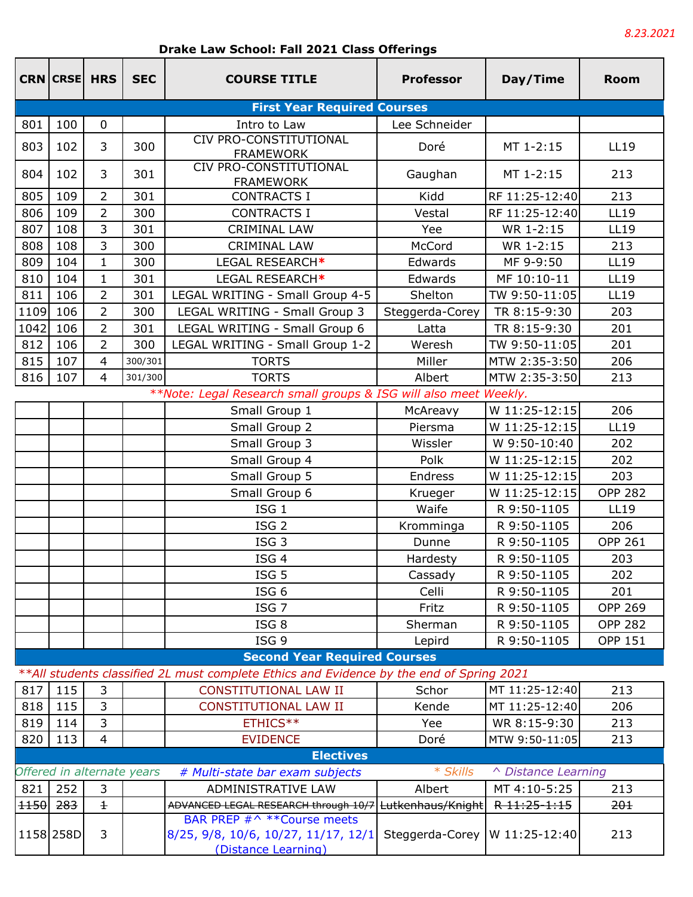8.23.2021

## Drake Law School: Fall 2021 Class Offerings

| CRN | CRSE | HRS | SEC | COURSE TITLE | Professor | Day/Time | Room |
|---|---|---|---|---|---|---|---|
| **First Year Required Courses** | | | | | | | |
| 801 | 100 | 0 | | Intro to Law | Lee Schneider | | |
| 803 | 102 | 3 | 300 | CIV PRO-CONSTITUTIONAL FRAMEWORK | Doré | MT 1-2:15 | LL19 |
| 804 | 102 | 3 | 301 | CIV PRO-CONSTITUTIONAL FRAMEWORK | Gaughan | MT 1-2:15 | 213 |
| 805 | 109 | 2 | 301 | CONTRACTS I | Kidd | RF 11:25-12:40 | 213 |
| 806 | 109 | 2 | 300 | CONTRACTS I | Vestal | RF 11:25-12:40 | LL19 |
| 807 | 108 | 3 | 301 | CRIMINAL LAW | Yee | WR 1-2:15 | LL19 |
| 808 | 108 | 3 | 300 | CRIMINAL LAW | McCord | WR 1-2:15 | 213 |
| 809 | 104 | 1 | 300 | LEGAL RESEARCH* | Edwards | MF 9-9:50 | LL19 |
| 810 | 104 | 1 | 301 | LEGAL RESEARCH* | Edwards | MF 10:10-11 | LL19 |
| 811 | 106 | 2 | 301 | LEGAL WRITING - Small Group 4-5 | Shelton | TW 9:50-11:05 | LL19 |
| 1109 | 106 | 2 | 300 | LEGAL WRITING - Small Group 3 | Steggerda-Corey | TR 8:15-9:30 | 203 |
| 1042 | 106 | 2 | 301 | LEGAL WRITING - Small Group 6 | Latta | TR 8:15-9:30 | 201 |
| 812 | 106 | 2 | 300 | LEGAL WRITING - Small Group 1-2 | Weresh | TW 9:50-11:05 | 201 |
| 815 | 107 | 4 | 300/301 | TORTS | Miller | MTW 2:35-3:50 | 206 |
| 816 | 107 | 4 | 301/300 | TORTS | Albert | MTW 2:35-3:50 | 213 |
| *\*\*Note: Legal Research small groups & ISG will also meet Weekly.* | | | | | | | |
| | | | | Small Group 1 | McAreavy | W 11:25-12:15 | 206 |
| | | | | Small Group 2 | Piersma | W 11:25-12:15 | LL19 |
| | | | | Small Group 3 | Wissler | W 9:50-10:40 | 202 |
| | | | | Small Group 4 | Polk | W 11:25-12:15 | 202 |
| | | | | Small Group 5 | Endress | W 11:25-12:15 | 203 |
| | | | | Small Group 6 | Krueger | W 11:25-12:15 | OPP 282 |
| | | | | ISG 1 | Waife | R 9:50-1105 | LL19 |
| | | | | ISG 2 | Kromminga | R 9:50-1105 | 206 |
| | | | | ISG 3 | Dunne | R 9:50-1105 | OPP 261 |
| | | | | ISG 4 | Hardesty | R 9:50-1105 | 203 |
| | | | | ISG 5 | Cassady | R 9:50-1105 | 202 |
| | | | | ISG 6 | Celli | R 9:50-1105 | 201 |
| | | | | ISG 7 | Fritz | R 9:50-1105 | OPP 269 |
| | | | | ISG 8 | Sherman | R 9:50-1105 | OPP 282 |
| | | | | ISG 9 | Lepird | R 9:50-1105 | OPP 151 |
| **Second Year Required Courses** | | | | | | | |
| *\*\*All students classified 2L must complete Ethics and Evidence by the end of Spring 2021* | | | | | | | |
| 817 | 115 | 3 | | CONSTITUTIONAL LAW II | Schor | MT 11:25-12:40 | 213 |
| 818 | 115 | 3 | | CONSTITUTIONAL LAW II | Kende | MT 11:25-12:40 | 206 |
| 819 | 114 | 3 | | ETHICS** | Yee | WR 8:15-9:30 | 213 |
| 820 | 113 | 4 | | EVIDENCE | Doré | MTW 9:50-11:05 | 213 |
| **Electives** | | | | | | | |
| *Offered in alternate years* | | | | *# Multi-state bar exam subjects* | | *\* Skills* | *^ Distance Learning* |
| 821 | 252 | 3 | | ADMINISTRATIVE LAW | Albert | MT 4:10-5:25 | 213 |
| ~~1150~~ | ~~283~~ | ~~1~~ | | ~~ADVANCED LEGAL RESEARCH through 10/7~~ | ~~Lutkenhaus/Knight~~ | ~~R 11:25-1:15~~ | ~~201~~ |
| 1158 | 258D | 3 | | BAR PREP #^ **Course meets 8/25, 9/8, 10/6, 10/27, 11/17, 12/1 (Distance Learning) | Steggerda-Corey | W 11:25-12:40 | 213 |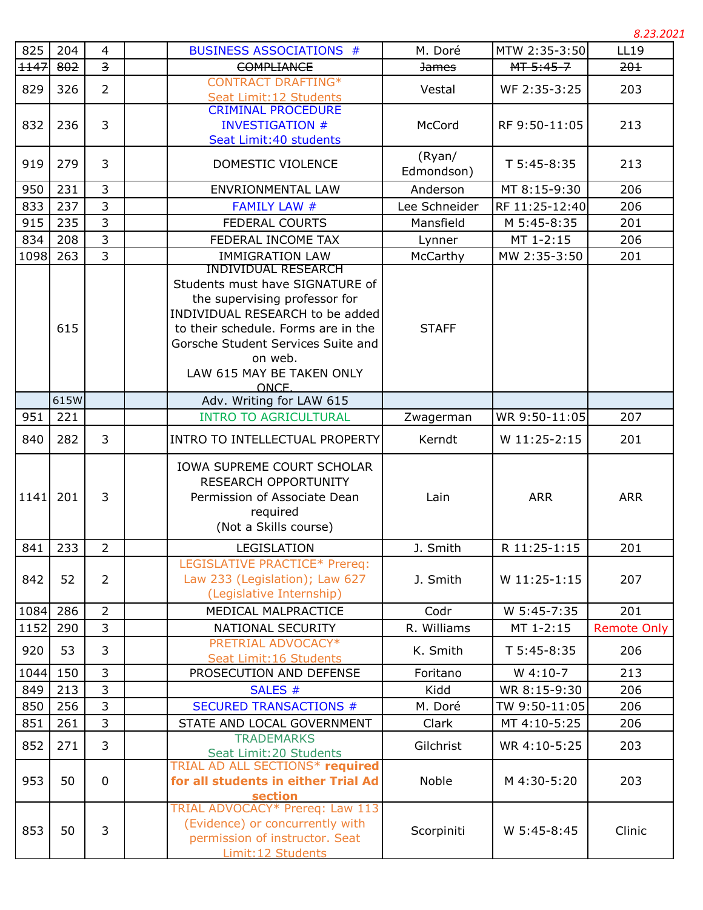8.23.2021

| | | | | | | | |
|---|---|---|---|---|---|---|---|
| 825 | 204 | 4 | | BUSINESS ASSOCIATIONS # | M. Doré | MTW 2:35-3:50 | LL19 |
| ~~1147~~ | ~~802~~ | ~~3~~ | | ~~COMPLIANCE~~ | ~~James~~ | ~~MT 5:45-7~~ | ~~201~~ |
| 829 | 326 | 2 | | CONTRACT DRAFTING* Seat Limit:12 Students | Vestal | WF 2:35-3:25 | 203 |
| 832 | 236 | 3 | | CRIMINAL PROCEDURE INVESTIGATION # Seat Limit:40 students | McCord | RF 9:50-11:05 | 213 |
| 919 | 279 | 3 | | DOMESTIC VIOLENCE | (Ryan/ Edmondson) | T 5:45-8:35 | 213 |
| 950 | 231 | 3 | | ENVRIONMENTAL LAW | Anderson | MT 8:15-9:30 | 206 |
| 833 | 237 | 3 | | FAMILY LAW # | Lee Schneider | RF 11:25-12:40 | 206 |
| 915 | 235 | 3 | | FEDERAL COURTS | Mansfield | M 5:45-8:35 | 201 |
| 834 | 208 | 3 | | FEDERAL INCOME TAX | Lynner | MT 1-2:15 | 206 |
| 1098 | 263 | 3 | | IMMIGRATION LAW | McCarthy | MW 2:35-3:50 | 201 |
| | 615 | | | INDIVIDUAL RESEARCH Students must have SIGNATURE of the supervising professor for INDIVIDUAL RESEARCH to be added to their schedule. Forms are in the Gorsche Student Services Suite and on web. LAW 615 MAY BE TAKEN ONLY ONCE. | STAFF | | |
| | 615W | | | Adv. Writing for LAW 615 | | | |
| 951 | 221 | | | INTRO TO AGRICULTURAL | Zwagerman | WR 9:50-11:05 | 207 |
| 840 | 282 | 3 | | INTRO TO INTELLECTUAL PROPERTY | Kerndt | W 11:25-2:15 | 201 |
| 1141 | 201 | 3 | | IOWA SUPREME COURT SCHOLAR RESEARCH OPPORTUNITY Permission of Associate Dean required (Not a Skills course) | Lain | ARR | ARR |
| 841 | 233 | 2 | | LEGISLATION | J. Smith | R 11:25-1:15 | 201 |
| 842 | 52 | 2 | | LEGISLATIVE PRACTICE* Prereq: Law 233 (Legislation); Law 627 (Legislative Internship) | J. Smith | W 11:25-1:15 | 207 |
| 1084 | 286 | 2 | | MEDICAL MALPRACTICE | Codr | W 5:45-7:35 | 201 |
| 1152 | 290 | 3 | | NATIONAL SECURITY | R. Williams | MT 1-2:15 | Remote Only |
| 920 | 53 | 3 | | PRETRIAL ADVOCACY* Seat Limit:16 Students | K. Smith | T 5:45-8:35 | 206 |
| 1044 | 150 | 3 | | PROSECUTION AND DEFENSE | Foritano | W 4:10-7 | 213 |
| 849 | 213 | 3 | | SALES # | Kidd | WR 8:15-9:30 | 206 |
| 850 | 256 | 3 | | SECURED TRANSACTIONS # | M. Doré | TW 9:50-11:05 | 206 |
| 851 | 261 | 3 | | STATE AND LOCAL GOVERNMENT | Clark | MT 4:10-5:25 | 206 |
| 852 | 271 | 3 | | TRADEMARKS Seat Limit:20 Students | Gilchrist | WR 4:10-5:25 | 203 |
| 953 | 50 | 0 | | TRIAL AD ALL SECTIONS* **required for all students in either Trial Ad section** | Noble | M 4:30-5:20 | 203 |
| 853 | 50 | 3 | | TRIAL ADVOCACY* Prereq: Law 113 (Evidence) or concurrently with permission of instructor. Seat Limit:12 Students | Scorpiniti | W 5:45-8:45 | Clinic |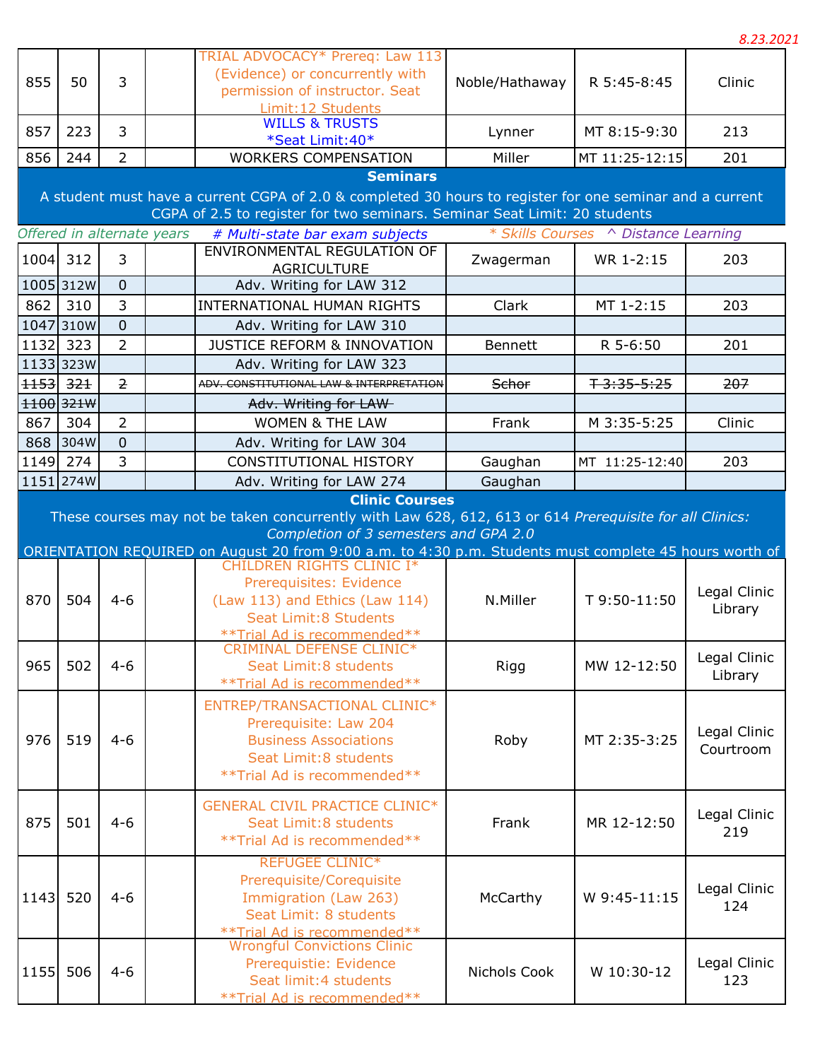8.23.2021

| | | | | | | | |
|---|---|---|---|---|---|---|---|
| 855 | 50 | 3 | | TRIAL ADVOCACY* Prereq: Law 113 (Evidence) or concurrently with permission of instructor. Seat Limit:12 Students | Noble/Hathaway | R 5:45-8:45 | Clinic |
| 857 | 223 | 3 | | WILLS & TRUSTS *Seat Limit:40* | Lynner | MT 8:15-9:30 | 213 |
| 856 | 244 | 2 | | WORKERS COMPENSATION | Miller | MT 11:25-12:15 | 201 |

## Seminars

A student must have a current CGPA of 2.0 & completed 30 hours to register for one seminar and a current CGPA of 2.5 to register for two seminars. Seminar Seat Limit: 20 students

*Offered in alternate years* | *# Multi-state bar exam subjects* | ** Skills Courses* | *^ Distance Learning*

| | | | | | | | |
|---|---|---|---|---|---|---|---|
| 1004 | 312 | 3 | | ENVIRONMENTAL REGULATION OF AGRICULTURE | Zwagerman | WR 1-2:15 | 203 |
| 1005 | 312W | 0 | | Adv. Writing for LAW 312 | | | |
| 862 | 310 | 3 | | INTERNATIONAL HUMAN RIGHTS | Clark | MT 1-2:15 | 203 |
| 1047 | 310W | 0 | | Adv. Writing for LAW 310 | | | |
| 1132 | 323 | 2 | | JUSTICE REFORM & INNOVATION | Bennett | R 5-6:50 | 201 |
| 1133 | 323W | | | Adv. Writing for LAW 323 | | | |
| ~~1153~~ | ~~321~~ | ~~2~~ | | ~~ADV. CONSTITUTIONAL LAW & INTERPRETATION~~ | ~~Schor~~ | ~~T 3:35-5:25~~ | ~~207~~ |
| ~~1100~~ | ~~321W~~ | | | ~~Adv. Writing for LAW~~ | | | |
| 867 | 304 | 2 | | WOMEN & THE LAW | Frank | M 3:35-5:25 | Clinic |
| 868 | 304W | 0 | | Adv. Writing for LAW 304 | | | |
| 1149 | 274 | 3 | | CONSTITUTIONAL HISTORY | Gaughan | MT 11:25-12:40 | 203 |
| 1151 | 274W | | | Adv. Writing for LAW 274 | Gaughan | | |

## Clinic Courses

These courses may not be taken concurrently with Law 628, 612, 613 or 614 *Prerequisite for all Clinics: Completion of 3 semesters and GPA 2.0*

ORIENTATION REQUIRED on August 20 from 9:00 a.m. to 4:30 p.m. Students must complete 45 hours worth of

| | | | | | | | |
|---|---|---|---|---|---|---|---|
| 870 | 504 | 4-6 | | CHILDREN RIGHTS CLINIC I* Prerequisites: Evidence (Law 113) and Ethics (Law 114) Seat Limit:8 Students **Trial Ad is recommended** | N.Miller | T 9:50-11:50 | Legal Clinic Library |
| 965 | 502 | 4-6 | | CRIMINAL DEFENSE CLINIC* Seat Limit:8 students **Trial Ad is recommended** | Rigg | MW 12-12:50 | Legal Clinic Library |
| 976 | 519 | 4-6 | | ENTREP/TRANSACTIONAL CLINIC* Prerequisite: Law 204 Business Associations Seat Limit:8 students **Trial Ad is recommended** | Roby | MT 2:35-3:25 | Legal Clinic Courtroom |
| 875 | 501 | 4-6 | | GENERAL CIVIL PRACTICE CLINIC* Seat Limit:8 students **Trial Ad is recommended** | Frank | MR 12-12:50 | Legal Clinic 219 |
| 1143 | 520 | 4-6 | | REFUGEE CLINIC* Prerequisite/Corequisite Immigration (Law 263) Seat Limit: 8 students **Trial Ad is recommended** | McCarthy | W 9:45-11:15 | Legal Clinic 124 |
| 1155 | 506 | 4-6 | | Wrongful Convictions Clinic Prerequistie: Evidence Seat limit:4 students **Trial Ad is recommended** | Nichols Cook | W 10:30-12 | Legal Clinic 123 |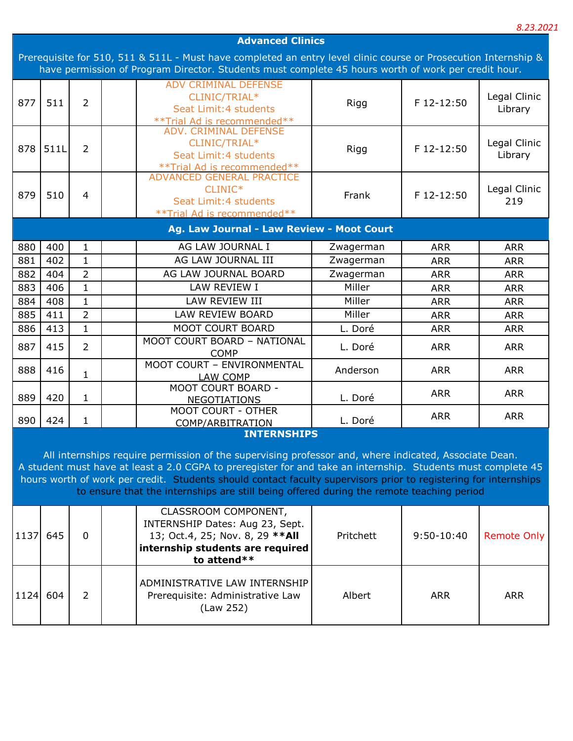8.23.2021

| | | | | | | | |
|---|---|---|---|---|---|---|---|
| **Advanced Clinics** | | | | | | | |
| Prerequisite for 510, 511 & 511L - Must have completed an entry level clinic course or Prosecution Internship & have permission of Program Director. Students must complete 45 hours worth of work per credit hour. | | | | | | | |
| 877 | 511 | 2 | | ADV CRIMINAL DEFENSE CLINIC/TRIAL* Seat Limit:4 students **Trial Ad is recommended** | Rigg | F 12-12:50 | Legal Clinic Library |
| 878 | 511L | 2 | | ADV. CRIMINAL DEFENSE CLINIC/TRIAL* Seat Limit:4 students **Trial Ad is recommended** | Rigg | F 12-12:50 | Legal Clinic Library |
| 879 | 510 | 4 | | ADVANCED GENERAL PRACTICE CLINIC* Seat Limit:4 students **Trial Ad is recommended** | Frank | F 12-12:50 | Legal Clinic 219 |
| **Ag. Law Journal - Law Review - Moot Court** | | | | | | | |
| 880 | 400 | 1 | | AG LAW JOURNAL I | Zwagerman | ARR | ARR |
| 881 | 402 | 1 | | AG LAW JOURNAL III | Zwagerman | ARR | ARR |
| 882 | 404 | 2 | | AG LAW JOURNAL BOARD | Zwagerman | ARR | ARR |
| 883 | 406 | 1 | | LAW REVIEW I | Miller | ARR | ARR |
| 884 | 408 | 1 | | LAW REVIEW III | Miller | ARR | ARR |
| 885 | 411 | 2 | | LAW REVIEW BOARD | Miller | ARR | ARR |
| 886 | 413 | 1 | | MOOT COURT BOARD | L. Doré | ARR | ARR |
| 887 | 415 | 2 | | MOOT COURT BOARD – NATIONAL COMP | L. Doré | ARR | ARR |
| 888 | 416 | 1 | | MOOT COURT – ENVIRONMENTAL LAW COMP | Anderson | ARR | ARR |
| 889 | 420 | 1 | | MOOT COURT BOARD - NEGOTIATIONS | L. Doré | ARR | ARR |
| 890 | 424 | 1 | | MOOT COURT - OTHER COMP/ARBITRATION | L. Doré | ARR | ARR |
| **INTERNSHIPS** | | | | | | | |
| All internships require permission of the supervising professor and, where indicated, Associate Dean. A student must have at least a 2.0 CGPA to preregister for and take an internship. Students must complete 45 hours worth of work per credit. Students should contact faculty supervisors prior to registering for internships to ensure that the internships are still being offered during the remote teaching period | | | | | | | |
| 1137 | 645 | 0 | | CLASSROOM COMPONENT, INTERNSHIP Dates: Aug 23, Sept. 13; Oct.4, 25; Nov. 8, 29 **All internship students are required to attend** | Pritchett | 9:50-10:40 | Remote Only |
| 1124 | 604 | 2 | | ADMINISTRATIVE LAW INTERNSHIP Prerequisite: Administrative Law (Law 252) | Albert | ARR | ARR |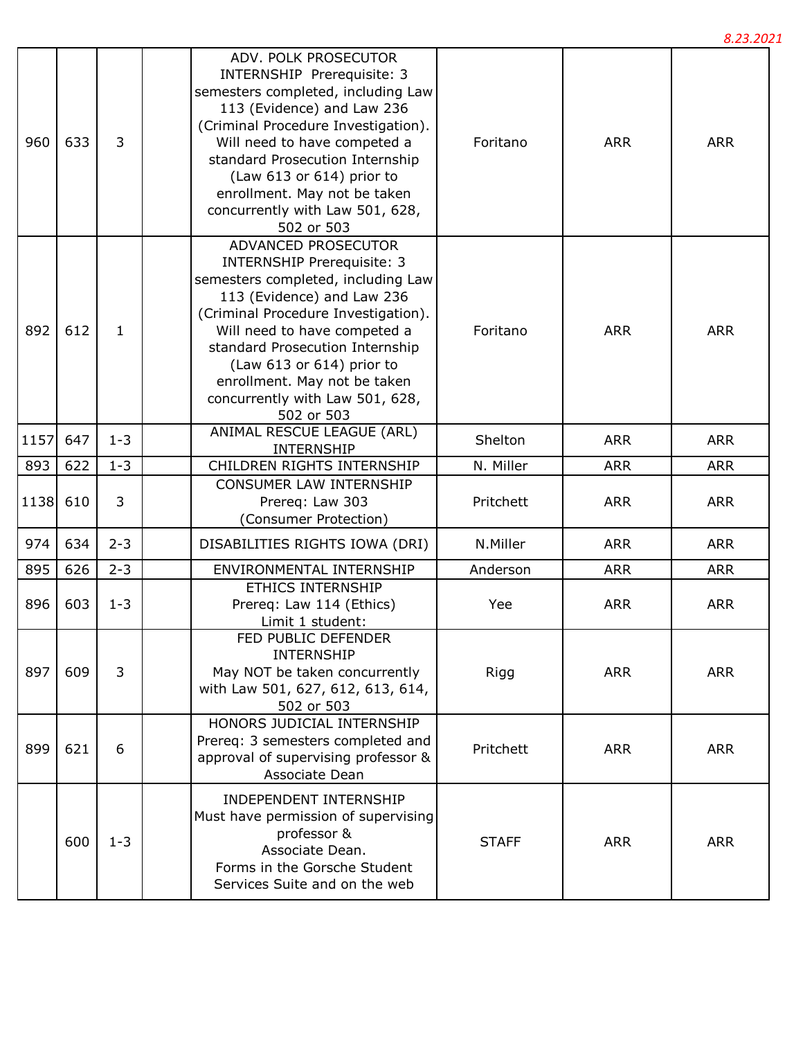*8.23.2021*

| | | | | | | | |
|---|---|---|---|---|---|---|---|
| 960 | 633 | 3 | | ADV. POLK PROSECUTOR INTERNSHIP Prerequisite: 3 semesters completed, including Law 113 (Evidence) and Law 236 (Criminal Procedure Investigation). Will need to have competed a standard Prosecution Internship (Law 613 or 614) prior to enrollment. May not be taken concurrently with Law 501, 628, 502 or 503 | Foritano | ARR | ARR |
| 892 | 612 | 1 | | ADVANCED PROSECUTOR INTERNSHIP Prerequisite: 3 semesters completed, including Law 113 (Evidence) and Law 236 (Criminal Procedure Investigation). Will need to have competed a standard Prosecution Internship (Law 613 or 614) prior to enrollment. May not be taken concurrently with Law 501, 628, 502 or 503 | Foritano | ARR | ARR |
| 1157 | 647 | 1-3 | | ANIMAL RESCUE LEAGUE (ARL) INTERNSHIP | Shelton | ARR | ARR |
| 893 | 622 | 1-3 | | CHILDREN RIGHTS INTERNSHIP | N. Miller | ARR | ARR |
| 1138 | 610 | 3 | | CONSUMER LAW INTERNSHIP Prereq: Law 303 (Consumer Protection) | Pritchett | ARR | ARR |
| 974 | 634 | 2-3 | | DISABILITIES RIGHTS IOWA (DRI) | N.Miller | ARR | ARR |
| 895 | 626 | 2-3 | | ENVIRONMENTAL INTERNSHIP | Anderson | ARR | ARR |
| 896 | 603 | 1-3 | | ETHICS INTERNSHIP Prereq: Law 114 (Ethics) Limit 1 student: | Yee | ARR | ARR |
| 897 | 609 | 3 | | FED PUBLIC DEFENDER INTERNSHIP May NOT be taken concurrently with Law 501, 627, 612, 613, 614, 502 or 503 | Rigg | ARR | ARR |
| 899 | 621 | 6 | | HONORS JUDICIAL INTERNSHIP Prereq: 3 semesters completed and approval of supervising professor & Associate Dean | Pritchett | ARR | ARR |
| | 600 | 1-3 | | INDEPENDENT INTERNSHIP Must have permission of supervising professor & Associate Dean. Forms in the Gorsche Student Services Suite and on the web | STAFF | ARR | ARR |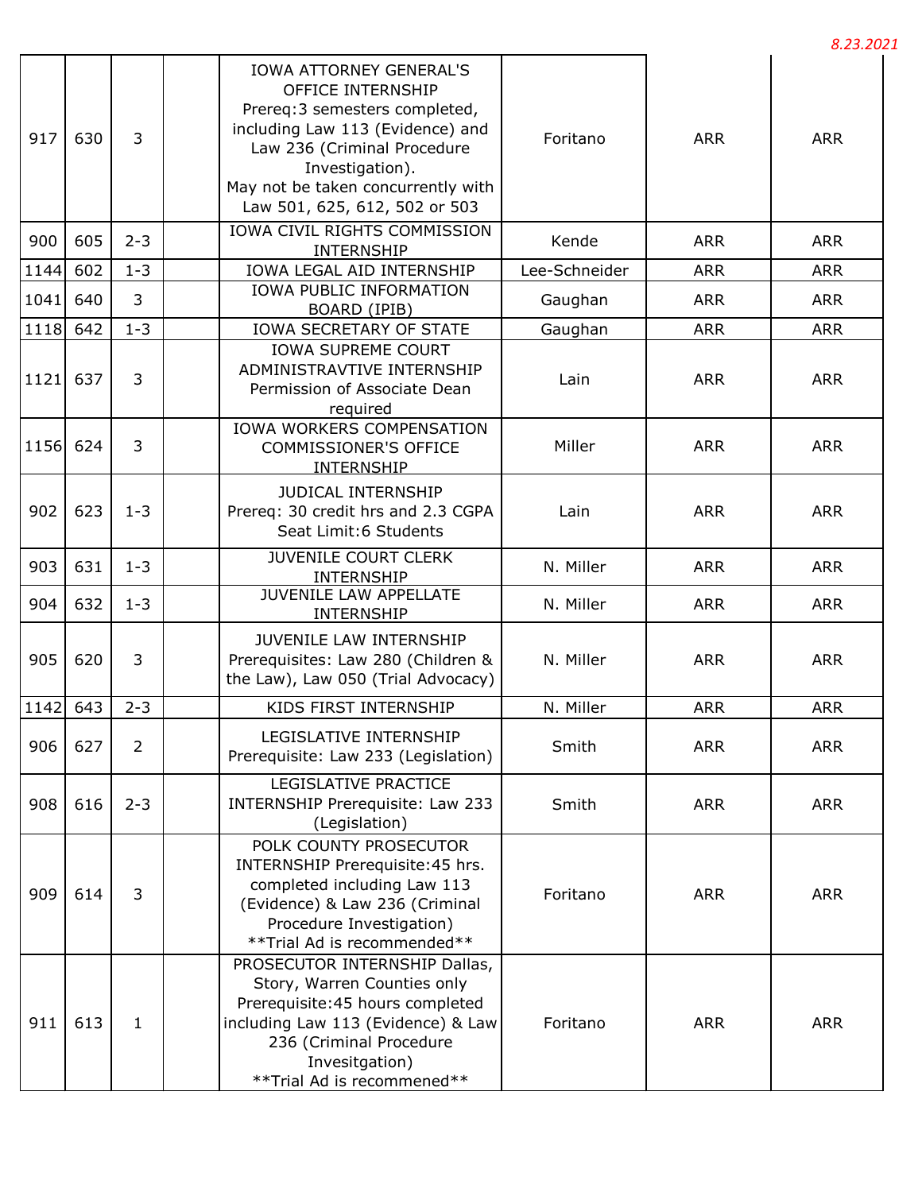*8.23.2021*

| | | | | | | | |
|---|---|---|---|---|---|---|---|
| 917 | 630 | 3 | | IOWA ATTORNEY GENERAL'S OFFICE INTERNSHIP Prereq:3 semesters completed, including Law 113 (Evidence) and Law 236 (Criminal Procedure Investigation). May not be taken concurrently with Law 501, 625, 612, 502 or 503 | Foritano | ARR | ARR |
| 900 | 605 | 2-3 | | IOWA CIVIL RIGHTS COMMISSION INTERNSHIP | Kende | ARR | ARR |
| 1144 | 602 | 1-3 | | IOWA LEGAL AID INTERNSHIP | Lee-Schneider | ARR | ARR |
| 1041 | 640 | 3 | | IOWA PUBLIC INFORMATION BOARD (IPIB) | Gaughan | ARR | ARR |
| 1118 | 642 | 1-3 | | IOWA SECRETARY OF STATE | Gaughan | ARR | ARR |
| 1121 | 637 | 3 | | IOWA SUPREME COURT ADMINISTRAVTIVE INTERNSHIP Permission of Associate Dean required | Lain | ARR | ARR |
| 1156 | 624 | 3 | | IOWA WORKERS COMPENSATION COMMISSIONER'S OFFICE INTERNSHIP | Miller | ARR | ARR |
| 902 | 623 | 1-3 | | JUDICAL INTERNSHIP Prereq: 30 credit hrs and 2.3 CGPA Seat Limit:6 Students | Lain | ARR | ARR |
| 903 | 631 | 1-3 | | JUVENILE COURT CLERK INTERNSHIP | N. Miller | ARR | ARR |
| 904 | 632 | 1-3 | | JUVENILE LAW APPELLATE INTERNSHIP | N. Miller | ARR | ARR |
| 905 | 620 | 3 | | JUVENILE LAW INTERNSHIP Prerequisites: Law 280 (Children & the Law), Law 050 (Trial Advocacy) | N. Miller | ARR | ARR |
| 1142 | 643 | 2-3 | | KIDS FIRST INTERNSHIP | N. Miller | ARR | ARR |
| 906 | 627 | 2 | | LEGISLATIVE INTERNSHIP Prerequisite: Law 233 (Legislation) | Smith | ARR | ARR |
| 908 | 616 | 2-3 | | LEGISLATIVE PRACTICE INTERNSHIP Prerequisite: Law 233 (Legislation) | Smith | ARR | ARR |
| 909 | 614 | 3 | | POLK COUNTY PROSECUTOR INTERNSHIP Prerequisite:45 hrs. completed including Law 113 (Evidence) & Law 236 (Criminal Procedure Investigation) **Trial Ad is recommended** | Foritano | ARR | ARR |
| 911 | 613 | 1 | | PROSECUTOR INTERNSHIP Dallas, Story, Warren Counties only Prerequisite:45 hours completed including Law 113 (Evidence) & Law 236 (Criminal Procedure Invesitgation) **Trial Ad is recommened** | Foritano | ARR | ARR |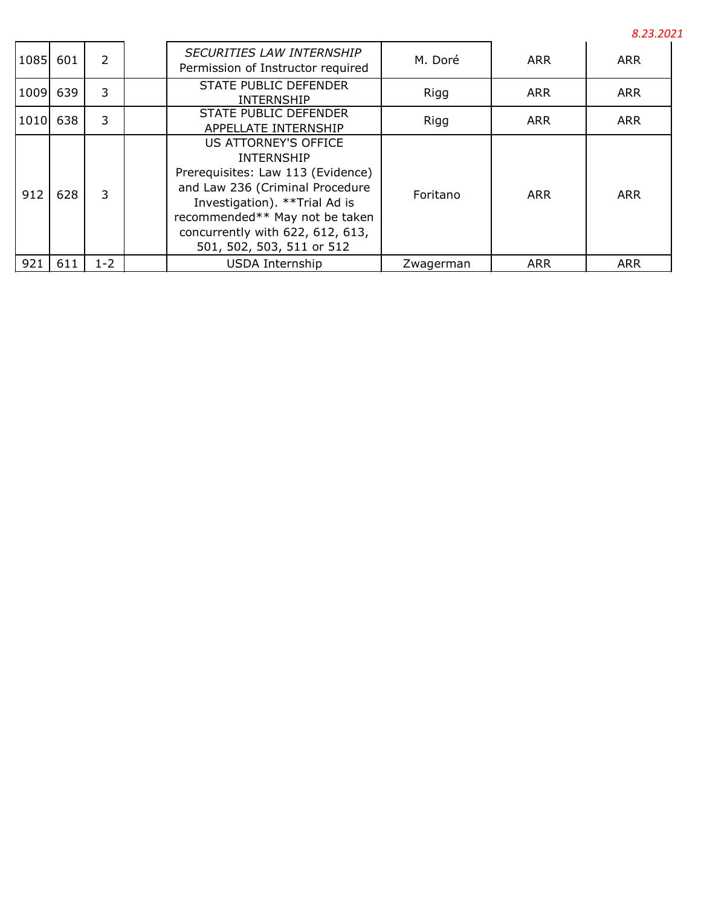*8.23.2021*

| | | | | | | | |
|---|---|---|---|---|---|---|---|
| 1085 | 601 | 2 | | *SECURITIES LAW INTERNSHIP* Permission of Instructor required | M. Doré | ARR | ARR |
| 1009 | 639 | 3 | | STATE PUBLIC DEFENDER INTERNSHIP | Rigg | ARR | ARR |
| 1010 | 638 | 3 | | STATE PUBLIC DEFENDER APPELLATE INTERNSHIP | Rigg | ARR | ARR |
| 912 | 628 | 3 | | US ATTORNEY'S OFFICE INTERNSHIP Prerequisites: Law 113 (Evidence) and Law 236 (Criminal Procedure Investigation). **Trial Ad is recommended** May not be taken concurrently with 622, 612, 613, 501, 502, 503, 511 or 512 | Foritano | ARR | ARR |
| 921 | 611 | 1-2 | | USDA Internship | Zwagerman | ARR | ARR |